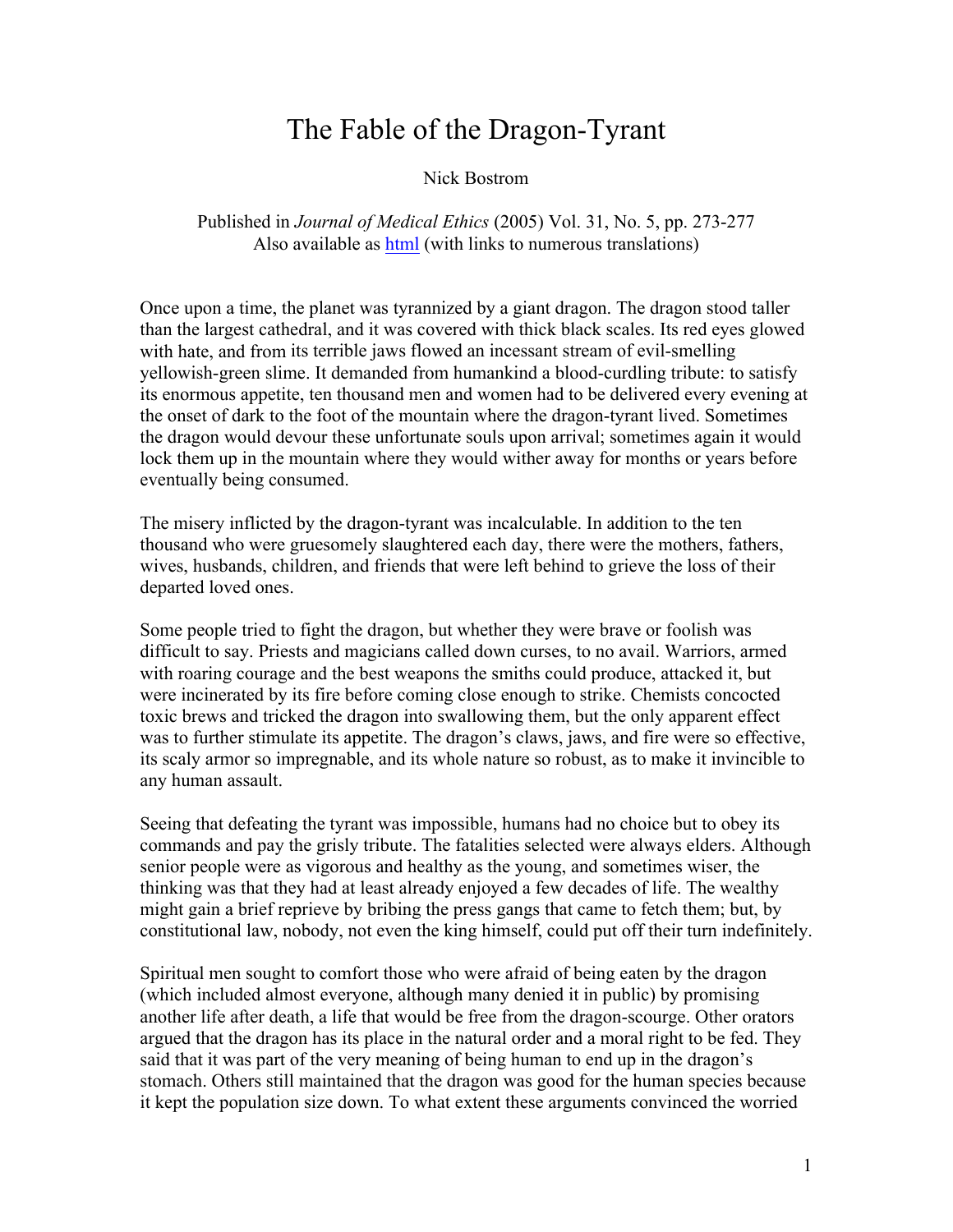# The Fable of the Dragon-Tyrant

Nick Bostrom

Published in *Journal of Medical Ethics* (2005) Vol. 31, No. 5, pp. 273-277
Also available as [html](html) (with links to numerous translations)

Once upon a time, the planet was tyrannized by a giant dragon. The dragon stood taller than the largest cathedral, and it was covered with thick black scales. Its red eyes glowed with hate, and from its terrible jaws flowed an incessant stream of evil-smelling yellowish-green slime. It demanded from humankind a blood-curdling tribute: to satisfy its enormous appetite, ten thousand men and women had to be delivered every evening at the onset of dark to the foot of the mountain where the dragon-tyrant lived. Sometimes the dragon would devour these unfortunate souls upon arrival; sometimes again it would lock them up in the mountain where they would wither away for months or years before eventually being consumed.

The misery inflicted by the dragon-tyrant was incalculable. In addition to the ten thousand who were gruesomely slaughtered each day, there were the mothers, fathers, wives, husbands, children, and friends that were left behind to grieve the loss of their departed loved ones.

Some people tried to fight the dragon, but whether they were brave or foolish was difficult to say. Priests and magicians called down curses, to no avail. Warriors, armed with roaring courage and the best weapons the smiths could produce, attacked it, but were incinerated by its fire before coming close enough to strike. Chemists concocted toxic brews and tricked the dragon into swallowing them, but the only apparent effect was to further stimulate its appetite. The dragon's claws, jaws, and fire were so effective, its scaly armor so impregnable, and its whole nature so robust, as to make it invincible to any human assault.

Seeing that defeating the tyrant was impossible, humans had no choice but to obey its commands and pay the grisly tribute. The fatalities selected were always elders. Although senior people were as vigorous and healthy as the young, and sometimes wiser, the thinking was that they had at least already enjoyed a few decades of life. The wealthy might gain a brief reprieve by bribing the press gangs that came to fetch them; but, by constitutional law, nobody, not even the king himself, could put off their turn indefinitely.

Spiritual men sought to comfort those who were afraid of being eaten by the dragon (which included almost everyone, although many denied it in public) by promising another life after death, a life that would be free from the dragon-scourge. Other orators argued that the dragon has its place in the natural order and a moral right to be fed. They said that it was part of the very meaning of being human to end up in the dragon's stomach. Others still maintained that the dragon was good for the human species because it kept the population size down. To what extent these arguments convinced the worried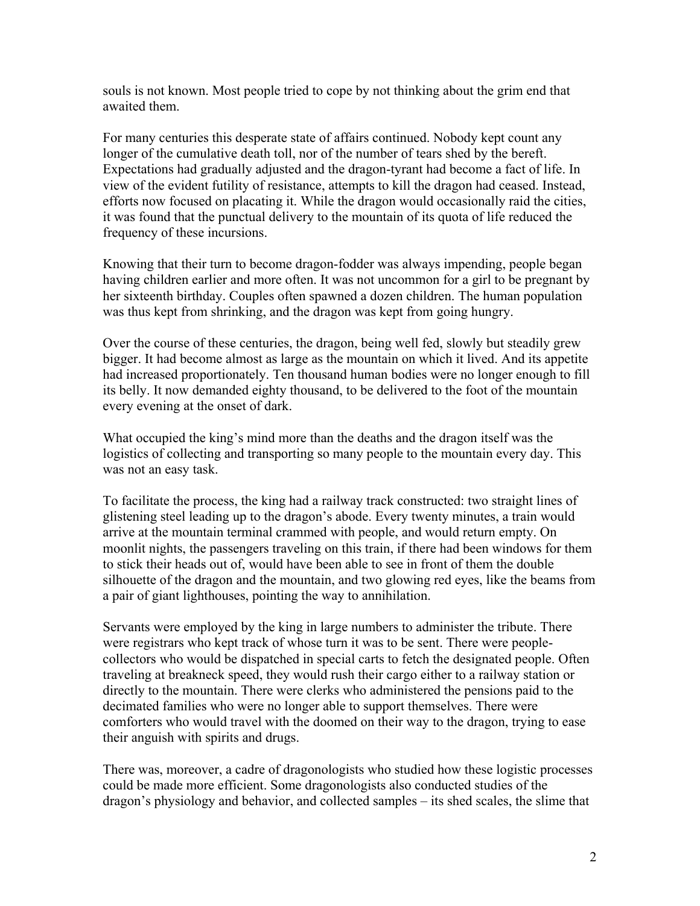souls is not known. Most people tried to cope by not thinking about the grim end that awaited them.

For many centuries this desperate state of affairs continued. Nobody kept count any longer of the cumulative death toll, nor of the number of tears shed by the bereft. Expectations had gradually adjusted and the dragon-tyrant had become a fact of life. In view of the evident futility of resistance, attempts to kill the dragon had ceased. Instead, efforts now focused on placating it. While the dragon would occasionally raid the cities, it was found that the punctual delivery to the mountain of its quota of life reduced the frequency of these incursions.

Knowing that their turn to become dragon-fodder was always impending, people began having children earlier and more often. It was not uncommon for a girl to be pregnant by her sixteenth birthday. Couples often spawned a dozen children. The human population was thus kept from shrinking, and the dragon was kept from going hungry.

Over the course of these centuries, the dragon, being well fed, slowly but steadily grew bigger. It had become almost as large as the mountain on which it lived. And its appetite had increased proportionately. Ten thousand human bodies were no longer enough to fill its belly. It now demanded eighty thousand, to be delivered to the foot of the mountain every evening at the onset of dark.

What occupied the king's mind more than the deaths and the dragon itself was the logistics of collecting and transporting so many people to the mountain every day. This was not an easy task.

To facilitate the process, the king had a railway track constructed: two straight lines of glistening steel leading up to the dragon's abode. Every twenty minutes, a train would arrive at the mountain terminal crammed with people, and would return empty. On moonlit nights, the passengers traveling on this train, if there had been windows for them to stick their heads out of, would have been able to see in front of them the double silhouette of the dragon and the mountain, and two glowing red eyes, like the beams from a pair of giant lighthouses, pointing the way to annihilation.

Servants were employed by the king in large numbers to administer the tribute. There were registrars who kept track of whose turn it was to be sent. There were people-collectors who would be dispatched in special carts to fetch the designated people. Often traveling at breakneck speed, they would rush their cargo either to a railway station or directly to the mountain. There were clerks who administered the pensions paid to the decimated families who were no longer able to support themselves. There were comforters who would travel with the doomed on their way to the dragon, trying to ease their anguish with spirits and drugs.

There was, moreover, a cadre of dragonologists who studied how these logistic processes could be made more efficient. Some dragonologists also conducted studies of the dragon's physiology and behavior, and collected samples – its shed scales, the slime that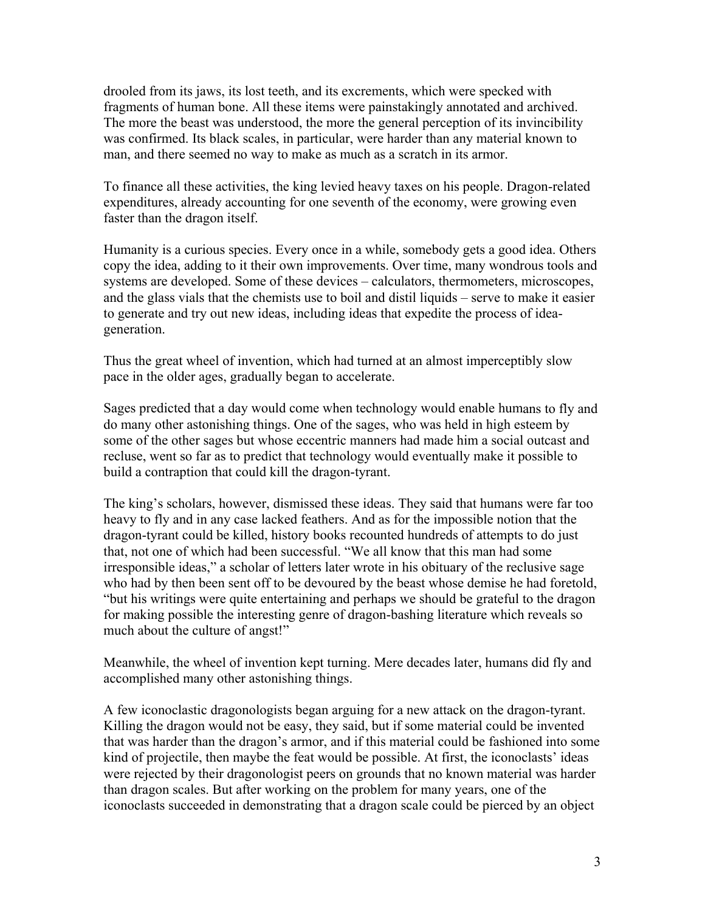drooled from its jaws, its lost teeth, and its excrements, which were specked with fragments of human bone. All these items were painstakingly annotated and archived. The more the beast was understood, the more the general perception of its invincibility was confirmed. Its black scales, in particular, were harder than any material known to man, and there seemed no way to make as much as a scratch in its armor.

To finance all these activities, the king levied heavy taxes on his people. Dragon-related expenditures, already accounting for one seventh of the economy, were growing even faster than the dragon itself.

Humanity is a curious species. Every once in a while, somebody gets a good idea. Others copy the idea, adding to it their own improvements. Over time, many wondrous tools and systems are developed. Some of these devices – calculators, thermometers, microscopes, and the glass vials that the chemists use to boil and distil liquids – serve to make it easier to generate and try out new ideas, including ideas that expedite the process of idea-generation.

Thus the great wheel of invention, which had turned at an almost imperceptibly slow pace in the older ages, gradually began to accelerate.

Sages predicted that a day would come when technology would enable humans to fly and do many other astonishing things. One of the sages, who was held in high esteem by some of the other sages but whose eccentric manners had made him a social outcast and recluse, went so far as to predict that technology would eventually make it possible to build a contraption that could kill the dragon-tyrant.

The king's scholars, however, dismissed these ideas. They said that humans were far too heavy to fly and in any case lacked feathers. And as for the impossible notion that the dragon-tyrant could be killed, history books recounted hundreds of attempts to do just that, not one of which had been successful. "We all know that this man had some irresponsible ideas," a scholar of letters later wrote in his obituary of the reclusive sage who had by then been sent off to be devoured by the beast whose demise he had foretold, "but his writings were quite entertaining and perhaps we should be grateful to the dragon for making possible the interesting genre of dragon-bashing literature which reveals so much about the culture of angst!"

Meanwhile, the wheel of invention kept turning. Mere decades later, humans did fly and accomplished many other astonishing things.

A few iconoclastic dragonologists began arguing for a new attack on the dragon-tyrant. Killing the dragon would not be easy, they said, but if some material could be invented that was harder than the dragon's armor, and if this material could be fashioned into some kind of projectile, then maybe the feat would be possible. At first, the iconoclasts' ideas were rejected by their dragonologist peers on grounds that no known material was harder than dragon scales. But after working on the problem for many years, one of the iconoclasts succeeded in demonstrating that a dragon scale could be pierced by an object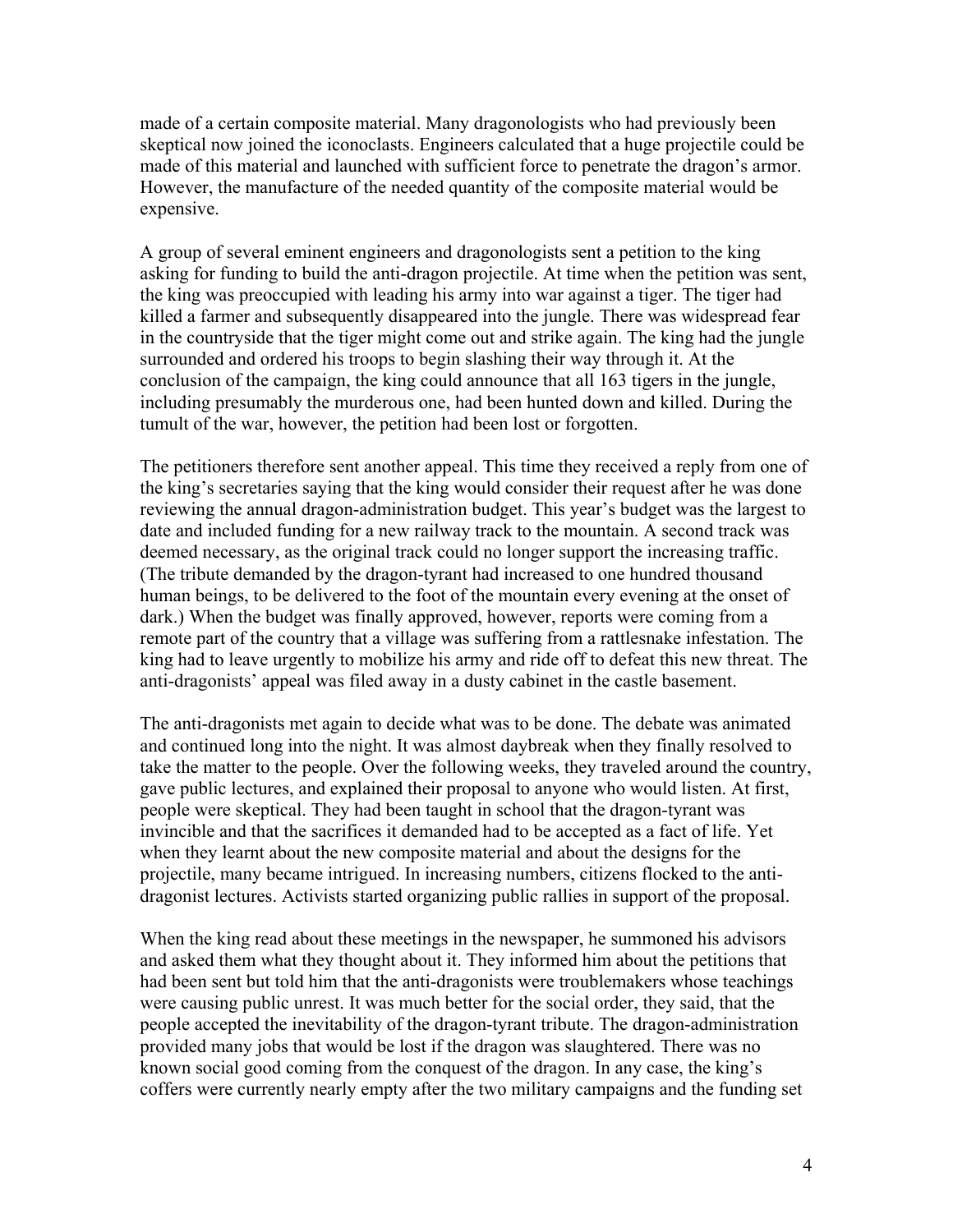made of a certain composite material. Many dragonologists who had previously been skeptical now joined the iconoclasts. Engineers calculated that a huge projectile could be made of this material and launched with sufficient force to penetrate the dragon's armor. However, the manufacture of the needed quantity of the composite material would be expensive.

A group of several eminent engineers and dragonologists sent a petition to the king asking for funding to build the anti-dragon projectile. At time when the petition was sent, the king was preoccupied with leading his army into war against a tiger. The tiger had killed a farmer and subsequently disappeared into the jungle. There was widespread fear in the countryside that the tiger might come out and strike again. The king had the jungle surrounded and ordered his troops to begin slashing their way through it. At the conclusion of the campaign, the king could announce that all 163 tigers in the jungle, including presumably the murderous one, had been hunted down and killed. During the tumult of the war, however, the petition had been lost or forgotten.

The petitioners therefore sent another appeal. This time they received a reply from one of the king's secretaries saying that the king would consider their request after he was done reviewing the annual dragon-administration budget. This year's budget was the largest to date and included funding for a new railway track to the mountain. A second track was deemed necessary, as the original track could no longer support the increasing traffic. (The tribute demanded by the dragon-tyrant had increased to one hundred thousand human beings, to be delivered to the foot of the mountain every evening at the onset of dark.) When the budget was finally approved, however, reports were coming from a remote part of the country that a village was suffering from a rattlesnake infestation. The king had to leave urgently to mobilize his army and ride off to defeat this new threat. The anti-dragonists' appeal was filed away in a dusty cabinet in the castle basement.

The anti-dragonists met again to decide what was to be done. The debate was animated and continued long into the night. It was almost daybreak when they finally resolved to take the matter to the people. Over the following weeks, they traveled around the country, gave public lectures, and explained their proposal to anyone who would listen. At first, people were skeptical. They had been taught in school that the dragon-tyrant was invincible and that the sacrifices it demanded had to be accepted as a fact of life. Yet when they learnt about the new composite material and about the designs for the projectile, many became intrigued. In increasing numbers, citizens flocked to the anti-dragonist lectures. Activists started organizing public rallies in support of the proposal.

When the king read about these meetings in the newspaper, he summoned his advisors and asked them what they thought about it. They informed him about the petitions that had been sent but told him that the anti-dragonists were troublemakers whose teachings were causing public unrest. It was much better for the social order, they said, that the people accepted the inevitability of the dragon-tyrant tribute. The dragon-administration provided many jobs that would be lost if the dragon was slaughtered. There was no known social good coming from the conquest of the dragon. In any case, the king's coffers were currently nearly empty after the two military campaigns and the funding set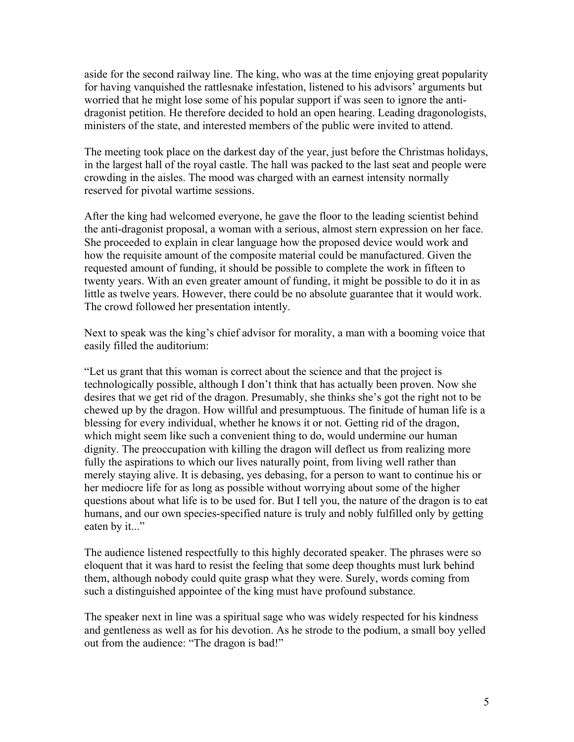aside for the second railway line. The king, who was at the time enjoying great popularity for having vanquished the rattlesnake infestation, listened to his advisors' arguments but worried that he might lose some of his popular support if was seen to ignore the anti-dragonist petition. He therefore decided to hold an open hearing. Leading dragonologists, ministers of the state, and interested members of the public were invited to attend.

The meeting took place on the darkest day of the year, just before the Christmas holidays, in the largest hall of the royal castle. The hall was packed to the last seat and people were crowding in the aisles. The mood was charged with an earnest intensity normally reserved for pivotal wartime sessions.

After the king had welcomed everyone, he gave the floor to the leading scientist behind the anti-dragonist proposal, a woman with a serious, almost stern expression on her face. She proceeded to explain in clear language how the proposed device would work and how the requisite amount of the composite material could be manufactured. Given the requested amount of funding, it should be possible to complete the work in fifteen to twenty years. With an even greater amount of funding, it might be possible to do it in as little as twelve years. However, there could be no absolute guarantee that it would work. The crowd followed her presentation intently.

Next to speak was the king's chief advisor for morality, a man with a booming voice that easily filled the auditorium:

"Let us grant that this woman is correct about the science and that the project is technologically possible, although I don't think that has actually been proven. Now she desires that we get rid of the dragon. Presumably, she thinks she's got the right not to be chewed up by the dragon. How willful and presumptuous. The finitude of human life is a blessing for every individual, whether he knows it or not. Getting rid of the dragon, which might seem like such a convenient thing to do, would undermine our human dignity. The preoccupation with killing the dragon will deflect us from realizing more fully the aspirations to which our lives naturally point, from living well rather than merely staying alive. It is debasing, yes debasing, for a person to want to continue his or her mediocre life for as long as possible without worrying about some of the higher questions about what life is to be used for. But I tell you, the nature of the dragon is to eat humans, and our own species-specified nature is truly and nobly fulfilled only by getting eaten by it..."

The audience listened respectfully to this highly decorated speaker. The phrases were so eloquent that it was hard to resist the feeling that some deep thoughts must lurk behind them, although nobody could quite grasp what they were. Surely, words coming from such a distinguished appointee of the king must have profound substance.

The speaker next in line was a spiritual sage who was widely respected for his kindness and gentleness as well as for his devotion. As he strode to the podium, a small boy yelled out from the audience: "The dragon is bad!"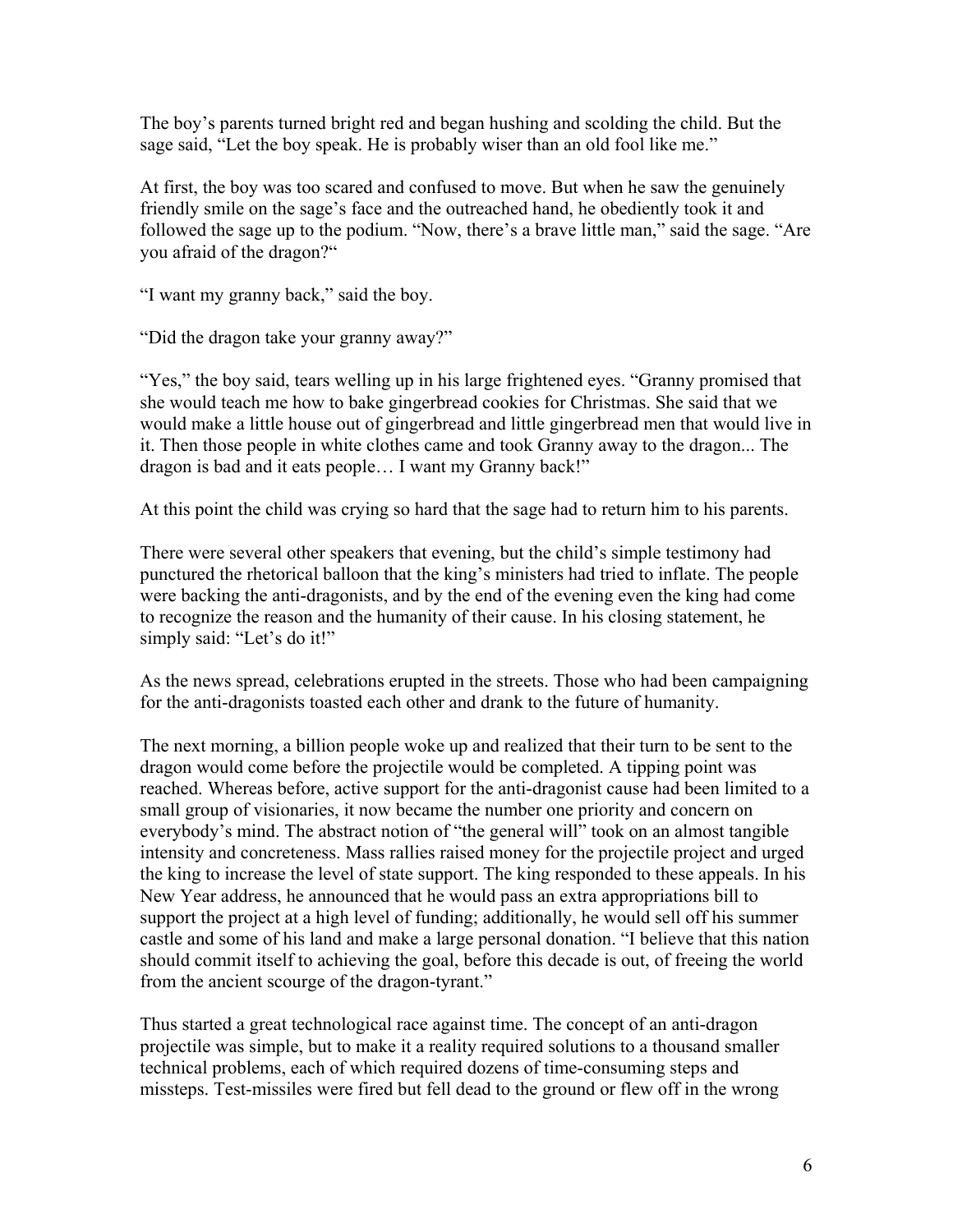The boy's parents turned bright red and began hushing and scolding the child. But the sage said, "Let the boy speak. He is probably wiser than an old fool like me."

At first, the boy was too scared and confused to move. But when he saw the genuinely friendly smile on the sage's face and the outreached hand, he obediently took it and followed the sage up to the podium. "Now, there's a brave little man," said the sage. "Are you afraid of the dragon?"

"I want my granny back," said the boy.

"Did the dragon take your granny away?"

"Yes," the boy said, tears welling up in his large frightened eyes. "Granny promised that she would teach me how to bake gingerbread cookies for Christmas. She said that we would make a little house out of gingerbread and little gingerbread men that would live in it. Then those people in white clothes came and took Granny away to the dragon... The dragon is bad and it eats people… I want my Granny back!"

At this point the child was crying so hard that the sage had to return him to his parents.

There were several other speakers that evening, but the child's simple testimony had punctured the rhetorical balloon that the king's ministers had tried to inflate. The people were backing the anti-dragonists, and by the end of the evening even the king had come to recognize the reason and the humanity of their cause. In his closing statement, he simply said: "Let's do it!"

As the news spread, celebrations erupted in the streets. Those who had been campaigning for the anti-dragonists toasted each other and drank to the future of humanity.

The next morning, a billion people woke up and realized that their turn to be sent to the dragon would come before the projectile would be completed. A tipping point was reached. Whereas before, active support for the anti-dragonist cause had been limited to a small group of visionaries, it now became the number one priority and concern on everybody's mind. The abstract notion of "the general will" took on an almost tangible intensity and concreteness. Mass rallies raised money for the projectile project and urged the king to increase the level of state support. The king responded to these appeals. In his New Year address, he announced that he would pass an extra appropriations bill to support the project at a high level of funding; additionally, he would sell off his summer castle and some of his land and make a large personal donation. "I believe that this nation should commit itself to achieving the goal, before this decade is out, of freeing the world from the ancient scourge of the dragon-tyrant."

Thus started a great technological race against time. The concept of an anti-dragon projectile was simple, but to make it a reality required solutions to a thousand smaller technical problems, each of which required dozens of time-consuming steps and missteps. Test-missiles were fired but fell dead to the ground or flew off in the wrong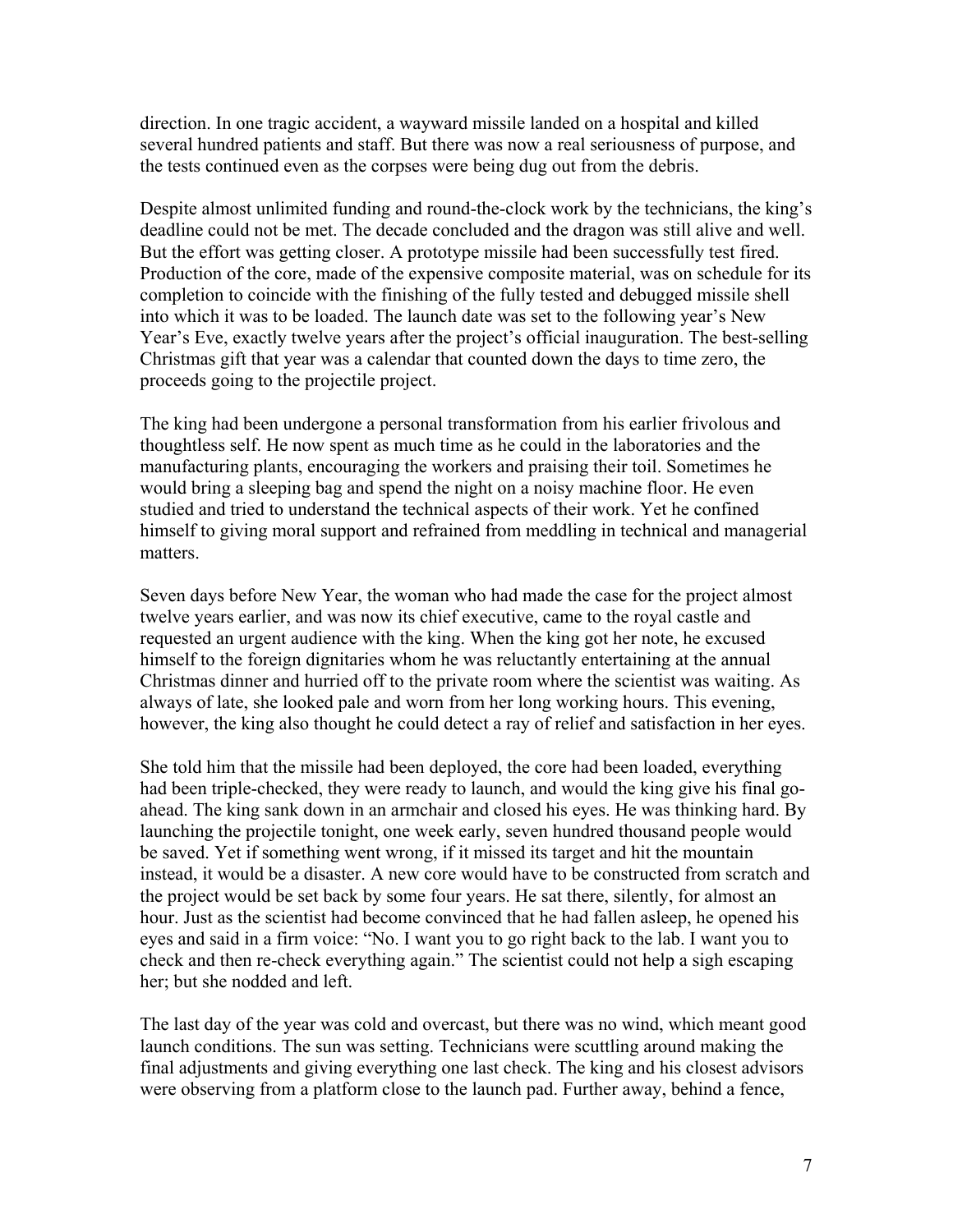direction. In one tragic accident, a wayward missile landed on a hospital and killed several hundred patients and staff. But there was now a real seriousness of purpose, and the tests continued even as the corpses were being dug out from the debris.

Despite almost unlimited funding and round-the-clock work by the technicians, the king's deadline could not be met. The decade concluded and the dragon was still alive and well. But the effort was getting closer. A prototype missile had been successfully test fired. Production of the core, made of the expensive composite material, was on schedule for its completion to coincide with the finishing of the fully tested and debugged missile shell into which it was to be loaded. The launch date was set to the following year's New Year's Eve, exactly twelve years after the project's official inauguration. The best-selling Christmas gift that year was a calendar that counted down the days to time zero, the proceeds going to the projectile project.

The king had been undergone a personal transformation from his earlier frivolous and thoughtless self. He now spent as much time as he could in the laboratories and the manufacturing plants, encouraging the workers and praising their toil. Sometimes he would bring a sleeping bag and spend the night on a noisy machine floor. He even studied and tried to understand the technical aspects of their work. Yet he confined himself to giving moral support and refrained from meddling in technical and managerial matters.

Seven days before New Year, the woman who had made the case for the project almost twelve years earlier, and was now its chief executive, came to the royal castle and requested an urgent audience with the king. When the king got her note, he excused himself to the foreign dignitaries whom he was reluctantly entertaining at the annual Christmas dinner and hurried off to the private room where the scientist was waiting. As always of late, she looked pale and worn from her long working hours. This evening, however, the king also thought he could detect a ray of relief and satisfaction in her eyes.

She told him that the missile had been deployed, the core had been loaded, everything had been triple-checked, they were ready to launch, and would the king give his final go-ahead. The king sank down in an armchair and closed his eyes. He was thinking hard. By launching the projectile tonight, one week early, seven hundred thousand people would be saved. Yet if something went wrong, if it missed its target and hit the mountain instead, it would be a disaster. A new core would have to be constructed from scratch and the project would be set back by some four years. He sat there, silently, for almost an hour. Just as the scientist had become convinced that he had fallen asleep, he opened his eyes and said in a firm voice: "No. I want you to go right back to the lab. I want you to check and then re-check everything again." The scientist could not help a sigh escaping her; but she nodded and left.

The last day of the year was cold and overcast, but there was no wind, which meant good launch conditions. The sun was setting. Technicians were scuttling around making the final adjustments and giving everything one last check. The king and his closest advisors were observing from a platform close to the launch pad. Further away, behind a fence,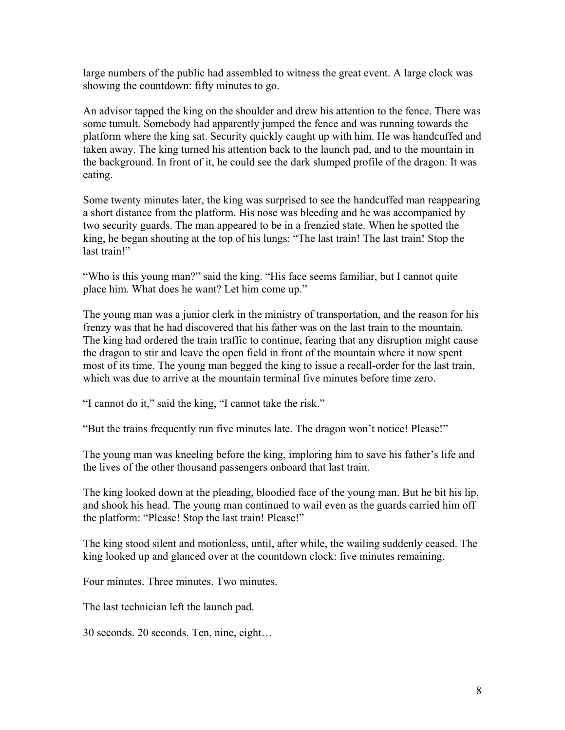large numbers of the public had assembled to witness the great event. A large clock was showing the countdown: fifty minutes to go.

An advisor tapped the king on the shoulder and drew his attention to the fence. There was some tumult. Somebody had apparently jumped the fence and was running towards the platform where the king sat. Security quickly caught up with him. He was handcuffed and taken away. The king turned his attention back to the launch pad, and to the mountain in the background. In front of it, he could see the dark slumped profile of the dragon. It was eating.

Some twenty minutes later, the king was surprised to see the handcuffed man reappearing a short distance from the platform. His nose was bleeding and he was accompanied by two security guards. The man appeared to be in a frenzied state. When he spotted the king, he began shouting at the top of his lungs: "The last train! The last train! Stop the last train!"

"Who is this young man?" said the king. "His face seems familiar, but I cannot quite place him. What does he want? Let him come up."

The young man was a junior clerk in the ministry of transportation, and the reason for his frenzy was that he had discovered that his father was on the last train to the mountain. The king had ordered the train traffic to continue, fearing that any disruption might cause the dragon to stir and leave the open field in front of the mountain where it now spent most of its time. The young man begged the king to issue a recall-order for the last train, which was due to arrive at the mountain terminal five minutes before time zero.

"I cannot do it," said the king, "I cannot take the risk."

"But the trains frequently run five minutes late. The dragon won't notice! Please!"

The young man was kneeling before the king, imploring him to save his father's life and the lives of the other thousand passengers onboard that last train.

The king looked down at the pleading, bloodied face of the young man. But he bit his lip, and shook his head. The young man continued to wail even as the guards carried him off the platform: "Please! Stop the last train! Please!"

The king stood silent and motionless, until, after while, the wailing suddenly ceased. The king looked up and glanced over at the countdown clock: five minutes remaining.

Four minutes. Three minutes. Two minutes.

The last technician left the launch pad.

30 seconds. 20 seconds. Ten, nine, eight…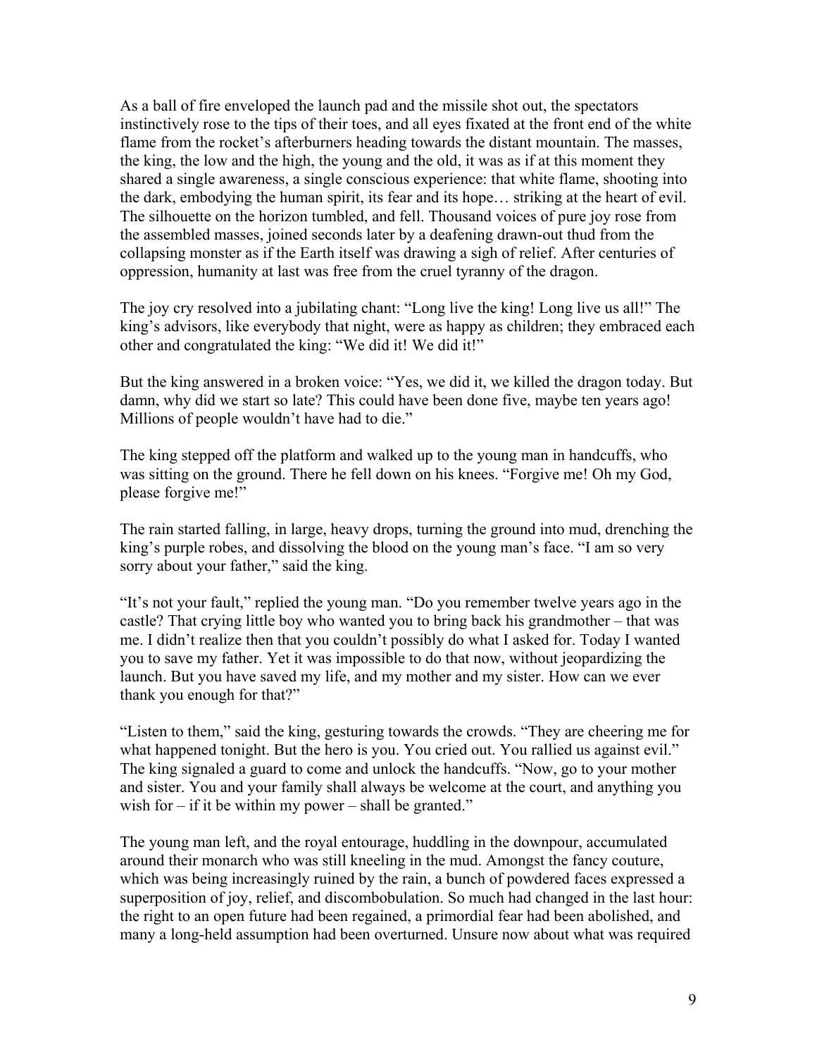As a ball of fire enveloped the launch pad and the missile shot out, the spectators instinctively rose to the tips of their toes, and all eyes fixated at the front end of the white flame from the rocket's afterburners heading towards the distant mountain. The masses, the king, the low and the high, the young and the old, it was as if at this moment they shared a single awareness, a single conscious experience: that white flame, shooting into the dark, embodying the human spirit, its fear and its hope… striking at the heart of evil. The silhouette on the horizon tumbled, and fell. Thousand voices of pure joy rose from the assembled masses, joined seconds later by a deafening drawn-out thud from the collapsing monster as if the Earth itself was drawing a sigh of relief. After centuries of oppression, humanity at last was free from the cruel tyranny of the dragon.

The joy cry resolved into a jubilating chant: "Long live the king! Long live us all!" The king's advisors, like everybody that night, were as happy as children; they embraced each other and congratulated the king: "We did it! We did it!"

But the king answered in a broken voice: "Yes, we did it, we killed the dragon today. But damn, why did we start so late? This could have been done five, maybe ten years ago! Millions of people wouldn't have had to die."

The king stepped off the platform and walked up to the young man in handcuffs, who was sitting on the ground. There he fell down on his knees. "Forgive me! Oh my God, please forgive me!"

The rain started falling, in large, heavy drops, turning the ground into mud, drenching the king's purple robes, and dissolving the blood on the young man's face. "I am so very sorry about your father," said the king.

"It's not your fault," replied the young man. "Do you remember twelve years ago in the castle? That crying little boy who wanted you to bring back his grandmother – that was me. I didn't realize then that you couldn't possibly do what I asked for. Today I wanted you to save my father. Yet it was impossible to do that now, without jeopardizing the launch. But you have saved my life, and my mother and my sister. How can we ever thank you enough for that?"

"Listen to them," said the king, gesturing towards the crowds. "They are cheering me for what happened tonight. But the hero is you. You cried out. You rallied us against evil." The king signaled a guard to come and unlock the handcuffs. "Now, go to your mother and sister. You and your family shall always be welcome at the court, and anything you wish for – if it be within my power – shall be granted."

The young man left, and the royal entourage, huddling in the downpour, accumulated around their monarch who was still kneeling in the mud. Amongst the fancy couture, which was being increasingly ruined by the rain, a bunch of powdered faces expressed a superposition of joy, relief, and discombobulation. So much had changed in the last hour: the right to an open future had been regained, a primordial fear had been abolished, and many a long-held assumption had been overturned. Unsure now about what was required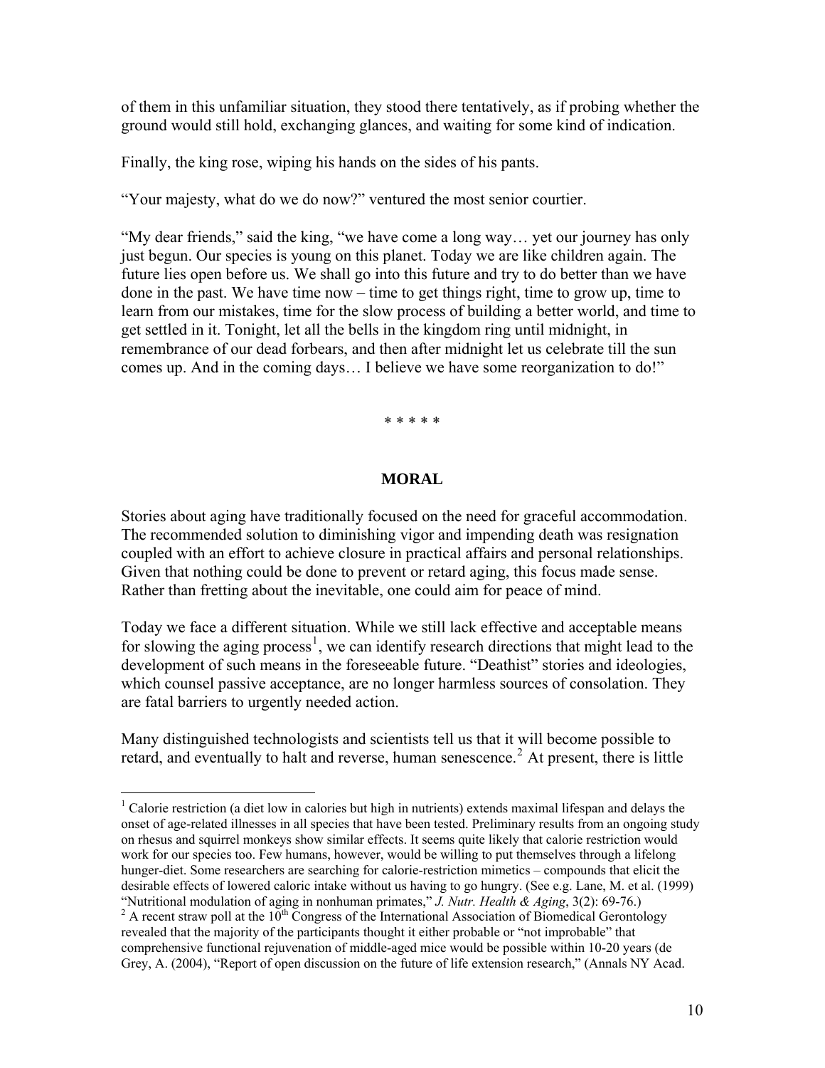of them in this unfamiliar situation, they stood there tentatively, as if probing whether the ground would still hold, exchanging glances, and waiting for some kind of indication.

Finally, the king rose, wiping his hands on the sides of his pants.

"Your majesty, what do we do now?" ventured the most senior courtier.

"My dear friends," said the king, "we have come a long way… yet our journey has only just begun. Our species is young on this planet. Today we are like children again. The future lies open before us. We shall go into this future and try to do better than we have done in the past. We have time now – time to get things right, time to grow up, time to learn from our mistakes, time for the slow process of building a better world, and time to get settled in it. Tonight, let all the bells in the kingdom ring until midnight, in remembrance of our dead forbears, and then after midnight let us celebrate till the sun comes up. And in the coming days… I believe we have some reorganization to do!"

\* \* \* \* \*

## MORAL

Stories about aging have traditionally focused on the need for graceful accommodation. The recommended solution to diminishing vigor and impending death was resignation coupled with an effort to achieve closure in practical affairs and personal relationships. Given that nothing could be done to prevent or retard aging, this focus made sense. Rather than fretting about the inevitable, one could aim for peace of mind.

Today we face a different situation. While we still lack effective and acceptable means for slowing the aging process[1], we can identify research directions that might lead to the development of such means in the foreseeable future. "Deathist" stories and ideologies, which counsel passive acceptance, are no longer harmless sources of consolation. They are fatal barriers to urgently needed action.

Many distinguished technologists and scientists tell us that it will become possible to retard, and eventually to halt and reverse, human senescence.[2] At present, there is little

---

[1] Calorie restriction (a diet low in calories but high in nutrients) extends maximal lifespan and delays the onset of age-related illnesses in all species that have been tested. Preliminary results from an ongoing study on rhesus and squirrel monkeys show similar effects. It seems quite likely that calorie restriction would work for our species too. Few humans, however, would be willing to put themselves through a lifelong hunger-diet. Some researchers are searching for calorie-restriction mimetics – compounds that elicit the desirable effects of lowered caloric intake without us having to go hungry. (See e.g. Lane, M. et al. (1999) "Nutritional modulation of aging in nonhuman primates," *J. Nutr. Health & Aging*, 3(2): 69-76.)

[2] A recent straw poll at the 10th Congress of the International Association of Biomedical Gerontology revealed that the majority of the participants thought it either probable or "not improbable" that comprehensive functional rejuvenation of middle-aged mice would be possible within 10-20 years (de Grey, A. (2004), "Report of open discussion on the future of life extension research," (Annals NY Acad.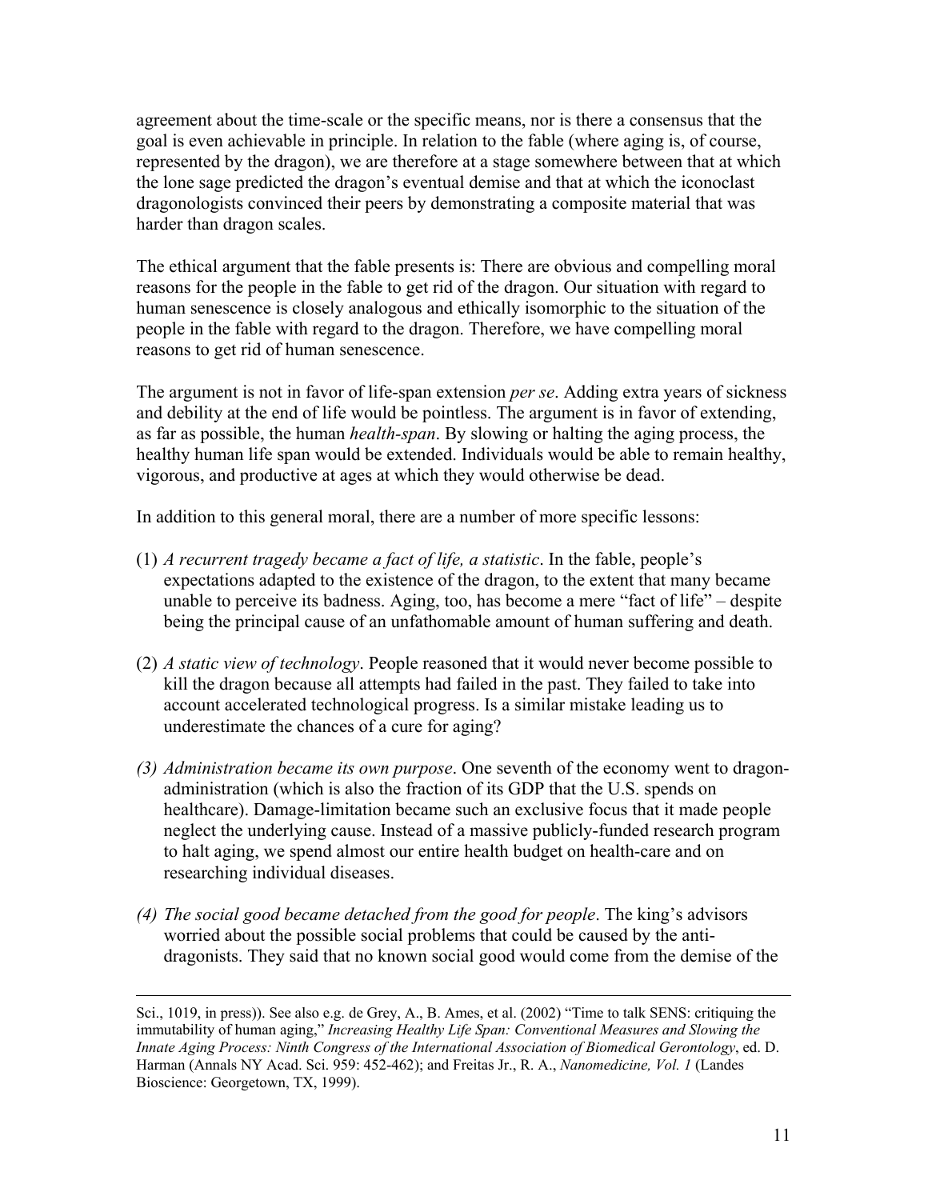agreement about the time-scale or the specific means, nor is there a consensus that the goal is even achievable in principle. In relation to the fable (where aging is, of course, represented by the dragon), we are therefore at a stage somewhere between that at which the lone sage predicted the dragon's eventual demise and that at which the iconoclast dragonologists convinced their peers by demonstrating a composite material that was harder than dragon scales.

The ethical argument that the fable presents is: There are obvious and compelling moral reasons for the people in the fable to get rid of the dragon. Our situation with regard to human senescence is closely analogous and ethically isomorphic to the situation of the people in the fable with regard to the dragon. Therefore, we have compelling moral reasons to get rid of human senescence.

The argument is not in favor of life-span extension *per se*. Adding extra years of sickness and debility at the end of life would be pointless. The argument is in favor of extending, as far as possible, the human *health-span*. By slowing or halting the aging process, the healthy human life span would be extended. Individuals would be able to remain healthy, vigorous, and productive at ages at which they would otherwise be dead.

In addition to this general moral, there are a number of more specific lessons:

(1) *A recurrent tragedy became a fact of life, a statistic*. In the fable, people's expectations adapted to the existence of the dragon, to the extent that many became unable to perceive its badness. Aging, too, has become a mere "fact of life" – despite being the principal cause of an unfathomable amount of human suffering and death.

(2) *A static view of technology*. People reasoned that it would never become possible to kill the dragon because all attempts had failed in the past. They failed to take into account accelerated technological progress. Is a similar mistake leading us to underestimate the chances of a cure for aging?

*(3) Administration became its own purpose*. One seventh of the economy went to dragon-administration (which is also the fraction of its GDP that the U.S. spends on healthcare). Damage-limitation became such an exclusive focus that it made people neglect the underlying cause. Instead of a massive publicly-funded research program to halt aging, we spend almost our entire health budget on health-care and on researching individual diseases.

*(4) The social good became detached from the good for people*. The king's advisors worried about the possible social problems that could be caused by the anti-dragonists. They said that no known social good would come from the demise of the

---

Sci., 1019, in press)). See also e.g. de Grey, A., B. Ames, et al. (2002) "Time to talk SENS: critiquing the immutability of human aging," *Increasing Healthy Life Span: Conventional Measures and Slowing the Innate Aging Process: Ninth Congress of the International Association of Biomedical Gerontology*, ed. D. Harman (Annals NY Acad. Sci. 959: 452-462); and Freitas Jr., R. A., *Nanomedicine, Vol. 1* (Landes Bioscience: Georgetown, TX, 1999).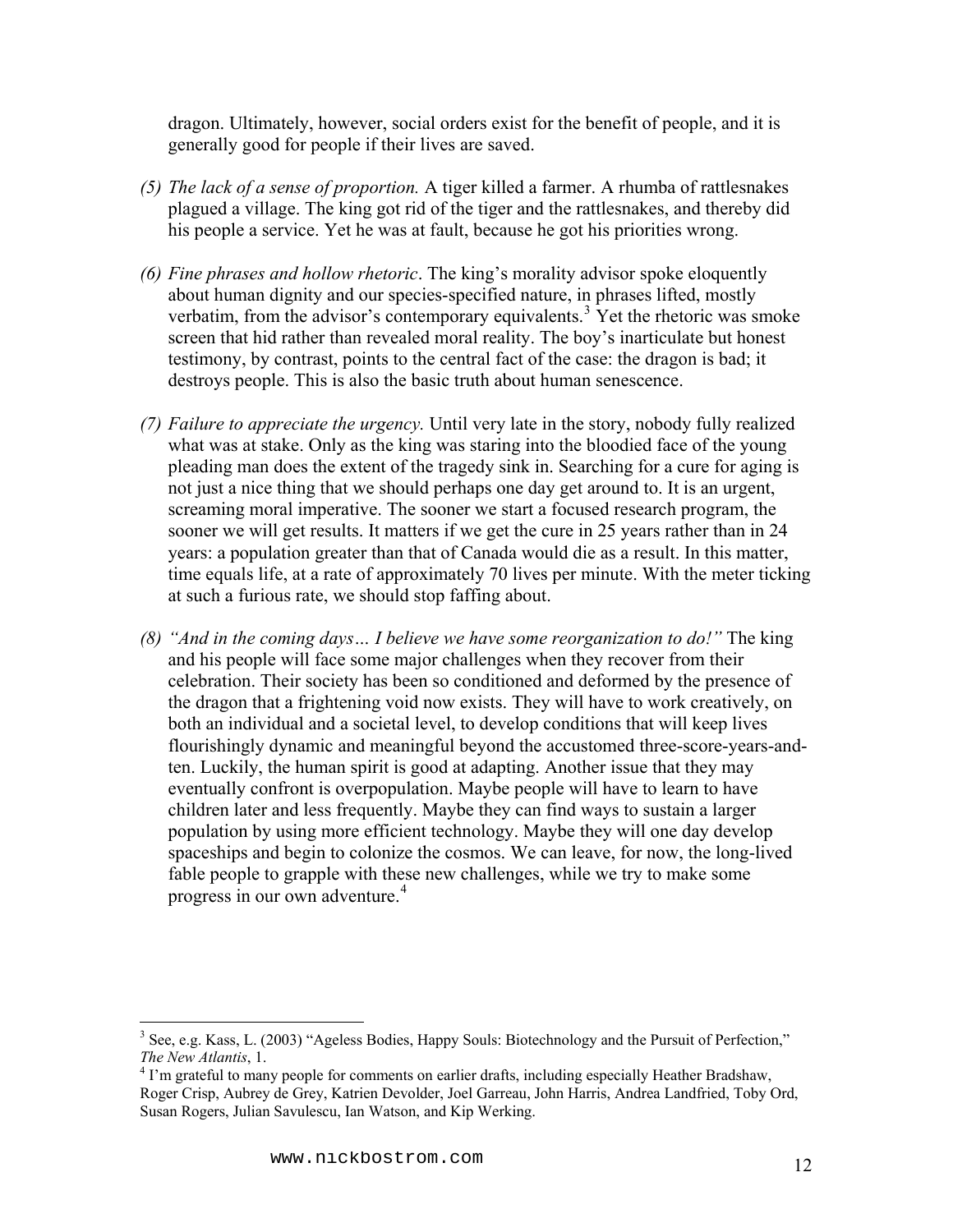dragon. Ultimately, however, social orders exist for the benefit of people, and it is generally good for people if their lives are saved.

*(5) The lack of a sense of proportion.* A tiger killed a farmer. A rhumba of rattlesnakes plagued a village. The king got rid of the tiger and the rattlesnakes, and thereby did his people a service. Yet he was at fault, because he got his priorities wrong.

*(6) Fine phrases and hollow rhetoric*. The king's morality advisor spoke eloquently about human dignity and our species-specified nature, in phrases lifted, mostly verbatim, from the advisor's contemporary equivalents.[3] Yet the rhetoric was smoke screen that hid rather than revealed moral reality. The boy's inarticulate but honest testimony, by contrast, points to the central fact of the case: the dragon is bad; it destroys people. This is also the basic truth about human senescence.

*(7) Failure to appreciate the urgency.* Until very late in the story, nobody fully realized what was at stake. Only as the king was staring into the bloodied face of the young pleading man does the extent of the tragedy sink in. Searching for a cure for aging is not just a nice thing that we should perhaps one day get around to. It is an urgent, screaming moral imperative. The sooner we start a focused research program, the sooner we will get results. It matters if we get the cure in 25 years rather than in 24 years: a population greater than that of Canada would die as a result. In this matter, time equals life, at a rate of approximately 70 lives per minute. With the meter ticking at such a furious rate, we should stop faffing about.

*(8) "And in the coming days… I believe we have some reorganization to do!"* The king and his people will face some major challenges when they recover from their celebration. Their society has been so conditioned and deformed by the presence of the dragon that a frightening void now exists. They will have to work creatively, on both an individual and a societal level, to develop conditions that will keep lives flourishingly dynamic and meaningful beyond the accustomed three-score-years-and-ten. Luckily, the human spirit is good at adapting. Another issue that they may eventually confront is overpopulation. Maybe people will have to learn to have children later and less frequently. Maybe they can find ways to sustain a larger population by using more efficient technology. Maybe they will one day develop spaceships and begin to colonize the cosmos. We can leave, for now, the long-lived fable people to grapple with these new challenges, while we try to make some progress in our own adventure.[4]

---

[3] See, e.g. Kass, L. (2003) "Ageless Bodies, Happy Souls: Biotechnology and the Pursuit of Perfection," *The New Atlantis*, 1.

[4] I'm grateful to many people for comments on earlier drafts, including especially Heather Bradshaw, Roger Crisp, Aubrey de Grey, Katrien Devolder, Joel Garreau, John Harris, Andrea Landfried, Toby Ord, Susan Rogers, Julian Savulescu, Ian Watson, and Kip Werking.